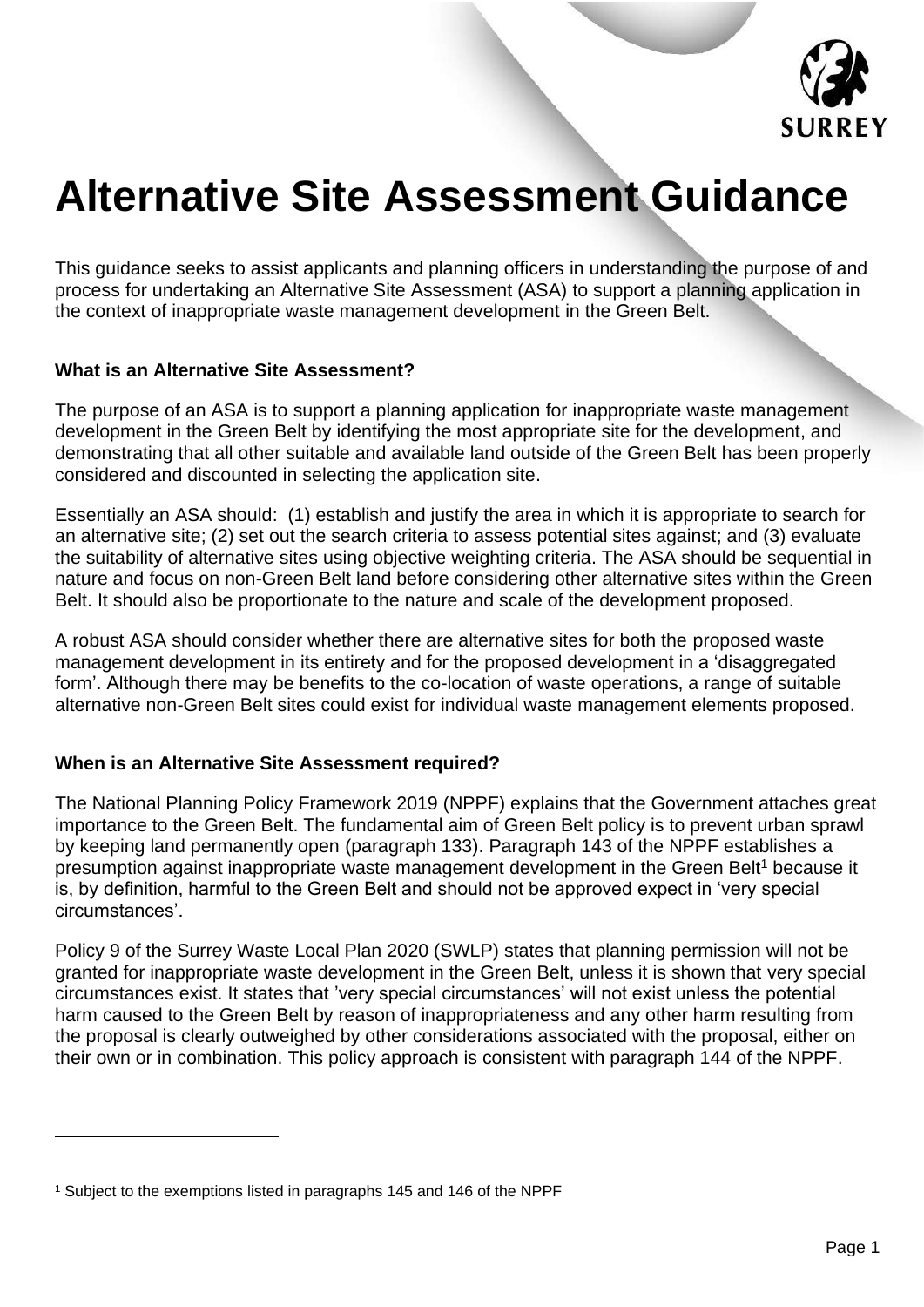# Alternative Site Assessment Guidance

This guidance seeks to assist applicants and planning officers in understanding the purpose of and process for undertaking an Alternative Site Assessment (ASA) to support a planning application in the context of inappropriate waste management development in the Green Belt.

### What is an Alternative Site Assessment?

The purpose of an ASA is to support a planning application for inappropriate waste management development in the Green Belt by identifying the most appropriate site for the development, and demonstrating that all other suitable and available land outside of the Green Belt has been properly considered and discounted in selecting the application site.

Essentially an ASA should: (1) establish and justify the area in which it is appropriate to search for an alternative site; (2) set out the search criteria to assess potential sites against; and (3) evaluate the suitability of alternative sites using objective weighting criteria. The ASA should be sequential in nature and focus on non-Green Belt land before considering other alternative sites within the Green Belt. It should also be proportionate to the nature and scale of the development proposed.

A robust ASA should consider whether there are alternative sites for both the proposed waste management development in its entirety and for the proposed development in a 'disaggregated form'. Although there may be benefits to the co-location of waste operations, a range of suitable alternative non-Green Belt sites could exist for individual waste management elements proposed.

### When is an Alternative Site Assessment required?

The National Planning Policy Framework 2019 (NPPF) explains that the Government attaches great importance to the Green Belt. The fundamental aim of Green Belt policy is to prevent urban sprawl by keeping land permanently open (paragraph 133). Paragraph 143 of the NPPF establishes a presumption against inappropriate waste management development in the Green Belt[1] because it is, by definition, harmful to the Green Belt and should not be approved expect in 'very special circumstances'.

Policy 9 of the Surrey Waste Local Plan 2020 (SWLP) states that planning permission will not be granted for inappropriate waste development in the Green Belt, unless it is shown that very special circumstances exist. It states that 'very special circumstances' will not exist unless the potential harm caused to the Green Belt by reason of inappropriateness and any other harm resulting from the proposal is clearly outweighed by other considerations associated with the proposal, either on their own or in combination. This policy approach is consistent with paragraph 144 of the NPPF.

[1] Subject to the exemptions listed in paragraphs 145 and 146 of the NPPF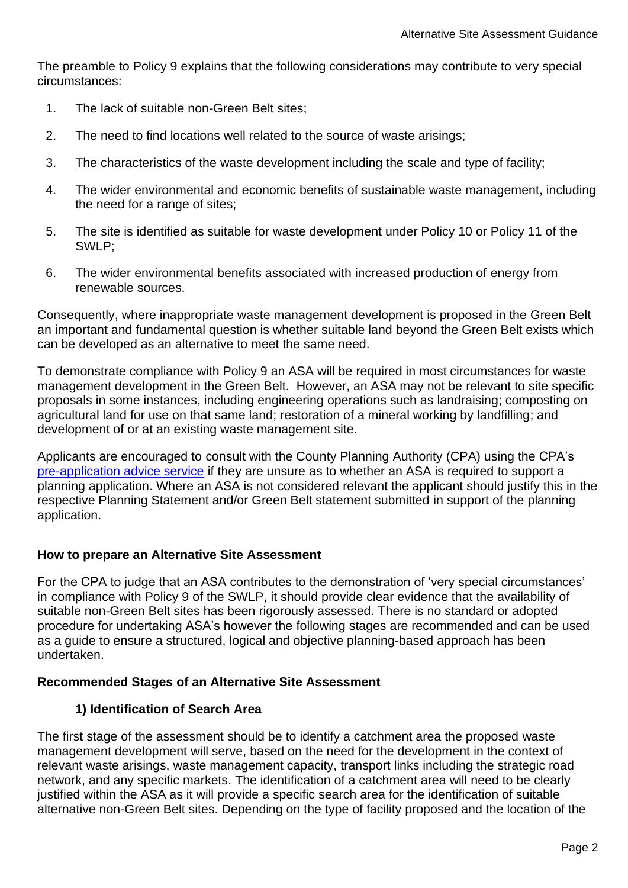The preamble to Policy 9 explains that the following considerations may contribute to very special circumstances:

1. The lack of suitable non-Green Belt sites;
2. The need to find locations well related to the source of waste arisings;
3. The characteristics of the waste development including the scale and type of facility;
4. The wider environmental and economic benefits of sustainable waste management, including the need for a range of sites;
5. The site is identified as suitable for waste development under Policy 10 or Policy 11 of the SWLP;
6. The wider environmental benefits associated with increased production of energy from renewable sources.

Consequently, where inappropriate waste management development is proposed in the Green Belt an important and fundamental question is whether suitable land beyond the Green Belt exists which can be developed as an alternative to meet the same need.

To demonstrate compliance with Policy 9 an ASA will be required in most circumstances for waste management development in the Green Belt. However, an ASA may not be relevant to site specific proposals in some instances, including engineering operations such as landraising; composting on agricultural land for use on that same land; restoration of a mineral working by landfilling; and development of or at an existing waste management site.

Applicants are encouraged to consult with the County Planning Authority (CPA) using the CPA's [pre-application advice service](pre-application advice service) if they are unsure as to whether an ASA is required to support a planning application. Where an ASA is not considered relevant the applicant should justify this in the respective Planning Statement and/or Green Belt statement submitted in support of the planning application.

### How to prepare an Alternative Site Assessment

For the CPA to judge that an ASA contributes to the demonstration of 'very special circumstances' in compliance with Policy 9 of the SWLP, it should provide clear evidence that the availability of suitable non-Green Belt sites has been rigorously assessed. There is no standard or adopted procedure for undertaking ASA's however the following stages are recommended and can be used as a guide to ensure a structured, logical and objective planning-based approach has been undertaken.

### Recommended Stages of an Alternative Site Assessment

#### 1) Identification of Search Area

The first stage of the assessment should be to identify a catchment area the proposed waste management development will serve, based on the need for the development in the context of relevant waste arisings, waste management capacity, transport links including the strategic road network, and any specific markets. The identification of a catchment area will need to be clearly justified within the ASA as it will provide a specific search area for the identification of suitable alternative non-Green Belt sites. Depending on the type of facility proposed and the location of the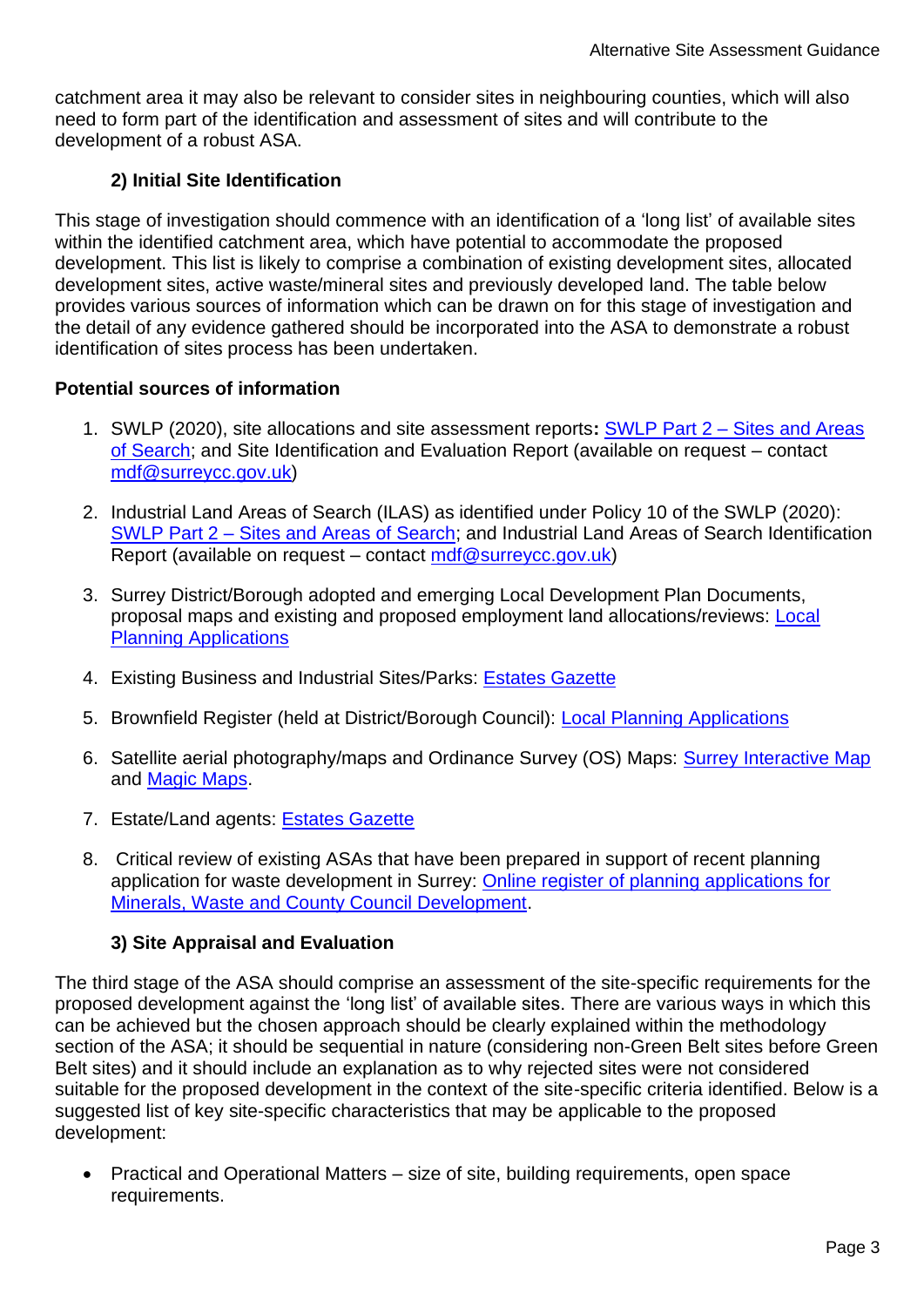catchment area it may also be relevant to consider sites in neighbouring counties, which will also need to form part of the identification and assessment of sites and will contribute to the development of a robust ASA.

### 2) Initial Site Identification

This stage of investigation should commence with an identification of a 'long list' of available sites within the identified catchment area, which have potential to accommodate the proposed development. This list is likely to comprise a combination of existing development sites, allocated development sites, active waste/mineral sites and previously developed land. The table below provides various sources of information which can be drawn on for this stage of investigation and the detail of any evidence gathered should be incorporated into the ASA to demonstrate a robust identification of sites process has been undertaken.

**Potential sources of information**

1. SWLP (2020), site allocations and site assessment reports**:** SWLP Part 2 – Sites and Areas of Search; and Site Identification and Evaluation Report (available on request – contact mdf@surreycc.gov.uk)

2. Industrial Land Areas of Search (ILAS) as identified under Policy 10 of the SWLP (2020): SWLP Part 2 – Sites and Areas of Search; and Industrial Land Areas of Search Identification Report (available on request – contact mdf@surreycc.gov.uk)

3. Surrey District/Borough adopted and emerging Local Development Plan Documents, proposal maps and existing and proposed employment land allocations/reviews: Local Planning Applications

4. Existing Business and Industrial Sites/Parks: Estates Gazette

5. Brownfield Register (held at District/Borough Council): Local Planning Applications

6. Satellite aerial photography/maps and Ordinance Survey (OS) Maps: Surrey Interactive Map and Magic Maps.

7. Estate/Land agents: Estates Gazette

8. Critical review of existing ASAs that have been prepared in support of recent planning application for waste development in Surrey: Online register of planning applications for Minerals, Waste and County Council Development.

### 3) Site Appraisal and Evaluation

The third stage of the ASA should comprise an assessment of the site-specific requirements for the proposed development against the 'long list' of available sites. There are various ways in which this can be achieved but the chosen approach should be clearly explained within the methodology section of the ASA; it should be sequential in nature (considering non-Green Belt sites before Green Belt sites) and it should include an explanation as to why rejected sites were not considered suitable for the proposed development in the context of the site-specific criteria identified. Below is a suggested list of key site-specific characteristics that may be applicable to the proposed development:

- Practical and Operational Matters – size of site, building requirements, open space requirements.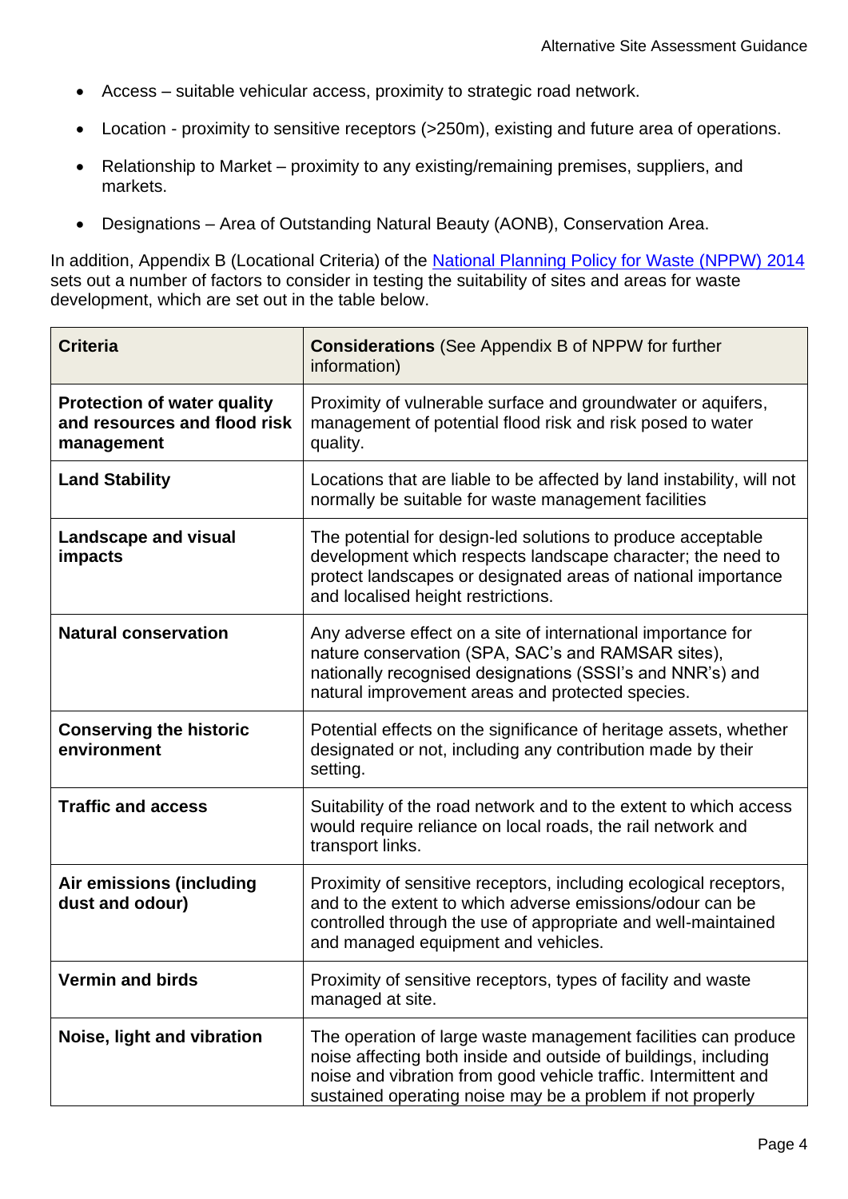- Access – suitable vehicular access, proximity to strategic road network.
- Location - proximity to sensitive receptors (>250m), existing and future area of operations.
- Relationship to Market – proximity to any existing/remaining premises, suppliers, and markets.
- Designations – Area of Outstanding Natural Beauty (AONB), Conservation Area.

In addition, Appendix B (Locational Criteria) of the National Planning Policy for Waste (NPPW) 2014 sets out a number of factors to consider in testing the suitability of sites and areas for waste development, which are set out in the table below.

| **Criteria** | **Considerations** (See Appendix B of NPPW for further information) |
|---|---|
| **Protection of water quality and resources and flood risk management** | Proximity of vulnerable surface and groundwater or aquifers, management of potential flood risk and risk posed to water quality. |
| **Land Stability** | Locations that are liable to be affected by land instability, will not normally be suitable for waste management facilities |
| **Landscape and visual impacts** | The potential for design-led solutions to produce acceptable development which respects landscape character; the need to protect landscapes or designated areas of national importance and localised height restrictions. |
| **Natural conservation** | Any adverse effect on a site of international importance for nature conservation (SPA, SAC's and RAMSAR sites), nationally recognised designations (SSSI's and NNR's) and natural improvement areas and protected species. |
| **Conserving the historic environment** | Potential effects on the significance of heritage assets, whether designated or not, including any contribution made by their setting. |
| **Traffic and access** | Suitability of the road network and to the extent to which access would require reliance on local roads, the rail network and transport links. |
| **Air emissions (including dust and odour)** | Proximity of sensitive receptors, including ecological receptors, and to the extent to which adverse emissions/odour can be controlled through the use of appropriate and well-maintained and managed equipment and vehicles. |
| **Vermin and birds** | Proximity of sensitive receptors, types of facility and waste managed at site. |
| **Noise, light and vibration** | The operation of large waste management facilities can produce noise affecting both inside and outside of buildings, including noise and vibration from good vehicle traffic. Intermittent and sustained operating noise may be a problem if not properly |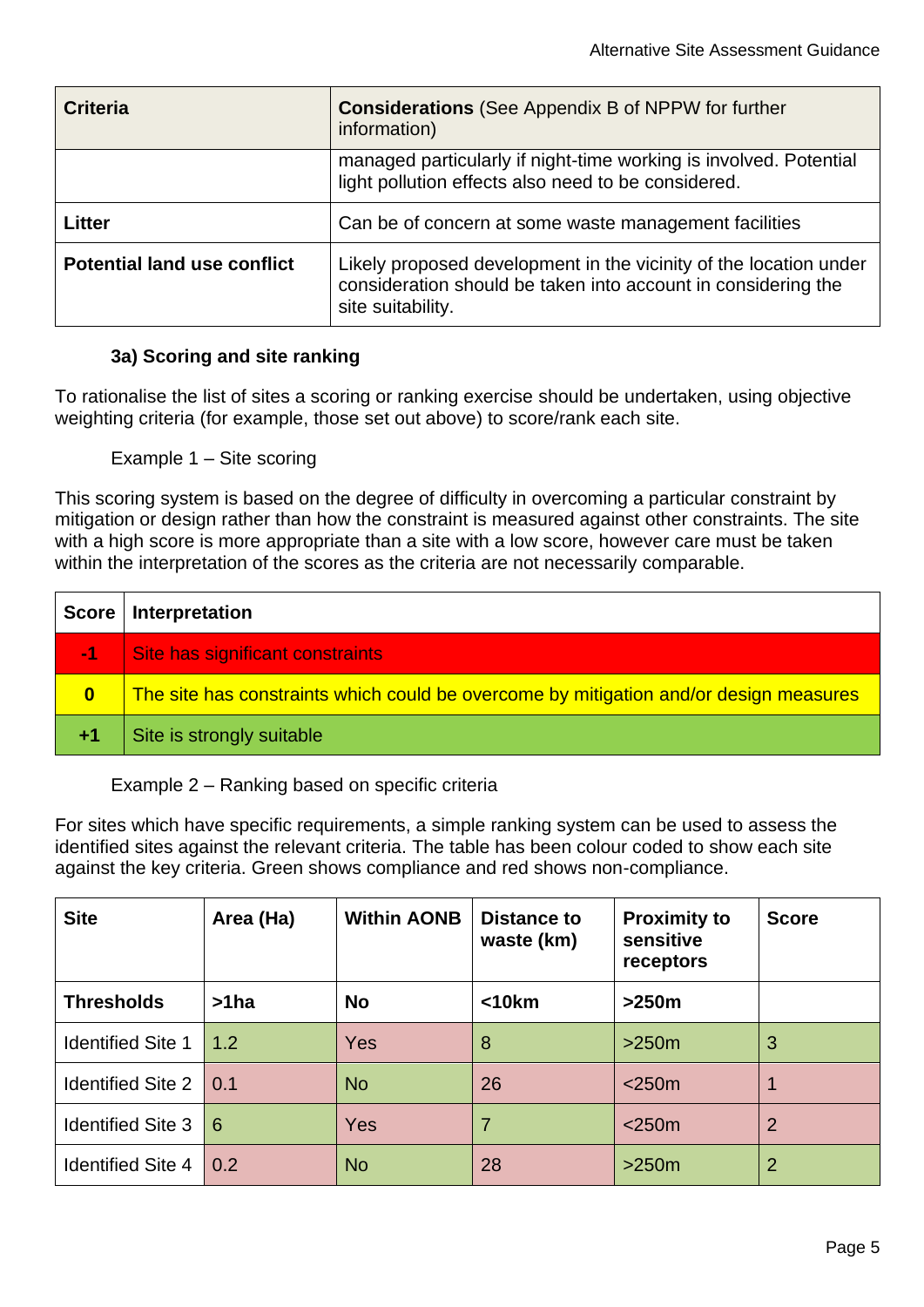| Criteria | Considerations (See Appendix B of NPPW for further information) |
|---|---|
| | managed particularly if night-time working is involved. Potential light pollution effects also need to be considered. |
| **Litter** | Can be of concern at some waste management facilities |
| **Potential land use conflict** | Likely proposed development in the vicinity of the location under consideration should be taken into account in considering the site suitability. |

### 3a) Scoring and site ranking

To rationalise the list of sites a scoring or ranking exercise should be undertaken, using objective weighting criteria (for example, those set out above) to score/rank each site.

Example 1 – Site scoring

This scoring system is based on the degree of difficulty in overcoming a particular constraint by mitigation or design rather than how the constraint is measured against other constraints. The site with a high score is more appropriate than a site with a low score, however care must be taken within the interpretation of the scores as the criteria are not necessarily comparable.

| Score | Interpretation |
|---|---|
| -1 | Site has significant constraints |
| 0 | The site has constraints which could be overcome by mitigation and/or design measures |
| +1 | Site is strongly suitable |

Example 2 – Ranking based on specific criteria

For sites which have specific requirements, a simple ranking system can be used to assess the identified sites against the relevant criteria. The table has been colour coded to show each site against the key criteria. Green shows compliance and red shows non-compliance.

| Site | Area (Ha) | Within AONB | Distance to waste (km) | Proximity to sensitive receptors | Score |
|---|---|---|---|---|---|
| **Thresholds** | **>1ha** | **No** | **<10km** | **>250m** | |
| Identified Site 1 | 1.2 | Yes | 8 | >250m | 3 |
| Identified Site 2 | 0.1 | No | 26 | <250m | 1 |
| Identified Site 3 | 6 | Yes | 7 | <250m | 2 |
| Identified Site 4 | 0.2 | No | 28 | >250m | 2 |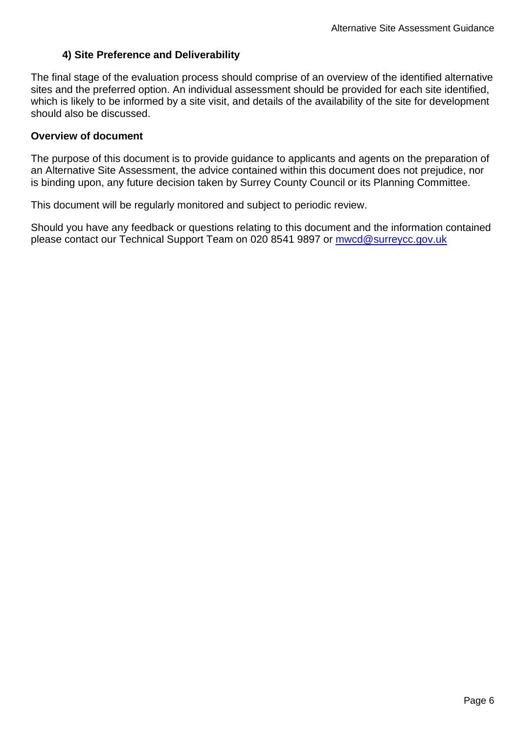### 4) Site Preference and Deliverability

The final stage of the evaluation process should comprise of an overview of the identified alternative sites and the preferred option. An individual assessment should be provided for each site identified, which is likely to be informed by a site visit, and details of the availability of the site for development should also be discussed.

**Overview of document**

The purpose of this document is to provide guidance to applicants and agents on the preparation of an Alternative Site Assessment, the advice contained within this document does not prejudice, nor is binding upon, any future decision taken by Surrey County Council or its Planning Committee.

This document will be regularly monitored and subject to periodic review.

Should you have any feedback or questions relating to this document and the information contained please contact our Technical Support Team on 020 8541 9897 or [mwcd@surreycc.gov.uk](mailto:mwcd@surreycc.gov.uk)